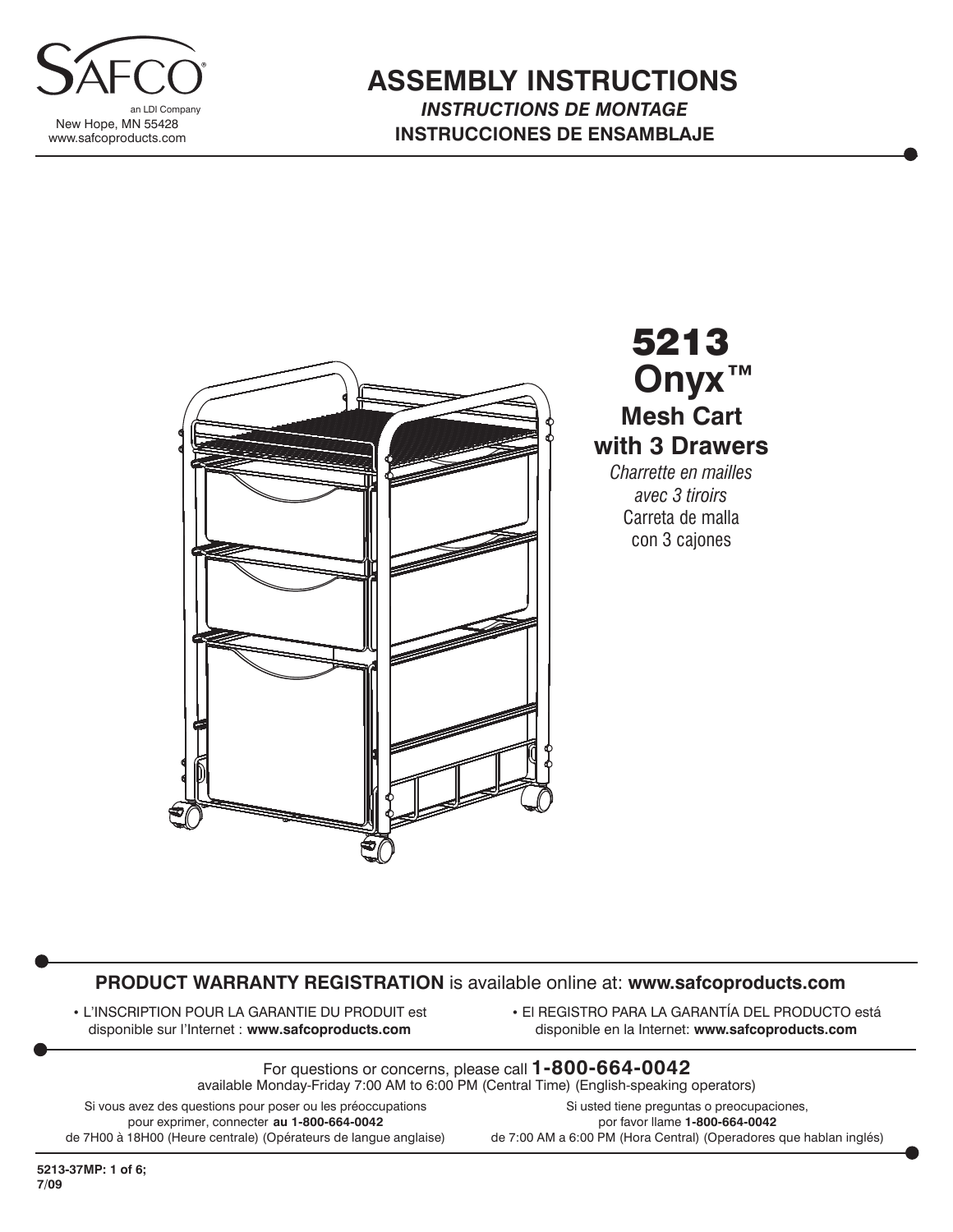SAFCO®

an LDI Company
New Hope, MN 55428
www.safcoproducts.com

# ASSEMBLY INSTRUCTIONS

***INSTRUCTIONS DE MONTAGE***

**INSTRUCCIONES DE ENSAMBLAJE**

## 5213 Onyx™

### Mesh Cart with 3 Drawers

*Charrette en mailles avec 3 tiroirs*

Carreta de malla con 3 cajones

**PRODUCT WARRANTY REGISTRATION** is available online at: **www.safcoproducts.com**

• L'INSCRIPTION POUR LA GARANTIE DU PRODUIT est disponible sur l'Internet : **www.safcoproducts.com**

• El REGISTRO PARA LA GARANTÍA DEL PRODUCTO está disponible en la Internet: **www.safcoproducts.com**

For questions or concerns, please call **1-800-664-0042**
available Monday-Friday 7:00 AM to 6:00 PM (Central Time) (English-speaking operators)

Si vous avez des questions pour poser ou les préoccupations pour exprimer, connecter **au 1-800-664-0042** de 7H00 à 18H00 (Heure centrale) (Opérateurs de langue anglaise)

Si usted tiene preguntas o preocupaciones, por favor llame **1-800-664-0042** de 7:00 AM a 6:00 PM (Hora Central) (Operadores que hablan inglés)

**5213-37MP: 1 of 6; 7/09**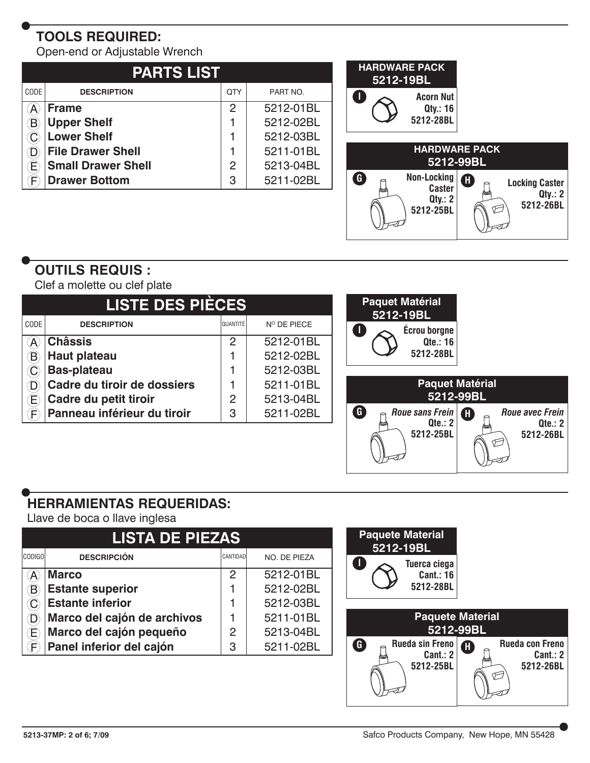## TOOLS REQUIRED:

Open-end or Adjustable Wrench

### PARTS LIST

| CODE | DESCRIPTION | QTY | PART NO. |
|---|---|---|---|
| A | **Frame** | 2 | 5212-01BL |
| B | **Upper Shelf** | 1 | 5212-02BL |
| C | **Lower Shelf** | 1 | 5212-03BL |
| D | **File Drawer Shell** | 1 | 5211-01BL |
| E | **Small Drawer Shell** | 2 | 5213-04BL |
| F | **Drawer Bottom** | 3 | 5211-02BL |

**HARDWARE PACK 5212-19BL**

- **I** – Acorn Nut, Qty.: 16, 5212-28BL

**HARDWARE PACK 5212-99BL**

- **G** – Non-Locking Caster, Qty.: 2, 5212-25BL
- **H** – Locking Caster, Qty.: 2, 5212-26BL

## OUTILS REQUIS :

Clef a molette ou clef plate

### LISTE DES PIÈCES

| CODE | DESCRIPTION | QUANTITÉ | Nº DE PIECE |
|---|---|---|---|
| A | **Châssis** | 2 | 5212-01BL |
| B | **Haut plateau** | 1 | 5212-02BL |
| C | **Bas-plateau** | 1 | 5212-03BL |
| D | **Cadre du tiroir de dossiers** | 1 | 5211-01BL |
| E | **Cadre du petit tiroir** | 2 | 5213-04BL |
| F | **Panneau inférieur du tiroir** | 3 | 5211-02BL |

**Paquet Matérial 5212-19BL**

- **I** – Écrou borgne, Qte.: 16, 5212-28BL

**Paquet Matérial 5212-99BL**

- **G** – *Roue sans Frein*, Qte.: 2, 5212-25BL
- **H** – *Roue avec Frein*, Qte.: 2, 5212-26BL

## HERRAMIENTAS REQUERIDAS:

Llave de boca o llave inglesa

### LISTA DE PIEZAS

| CODIGO | DESCRIPCIÓN | CANTIDAD | NO. DE PIEZA |
|---|---|---|---|
| A | **Marco** | 2 | 5212-01BL |
| B | **Estante superior** | 1 | 5212-02BL |
| C | **Estante inferior** | 1 | 5212-03BL |
| D | **Marco del cajón de archivos** | 1 | 5211-01BL |
| E | **Marco del cajón pequeño** | 2 | 5213-04BL |
| F | **Panel inferior del cajón** | 3 | 5211-02BL |

**Paquete Material 5212-19BL**

- **I** – Tuerca ciega, Cant.: 16, 5212-28BL

**Paquete Material 5212-99BL**

- **G** – Rueda sin Freno, Cant.: 2, 5212-25BL
- **H** – Rueda con Freno, Cant.: 2, 5212-26BL

Safco Products Company, New Hope, MN 55428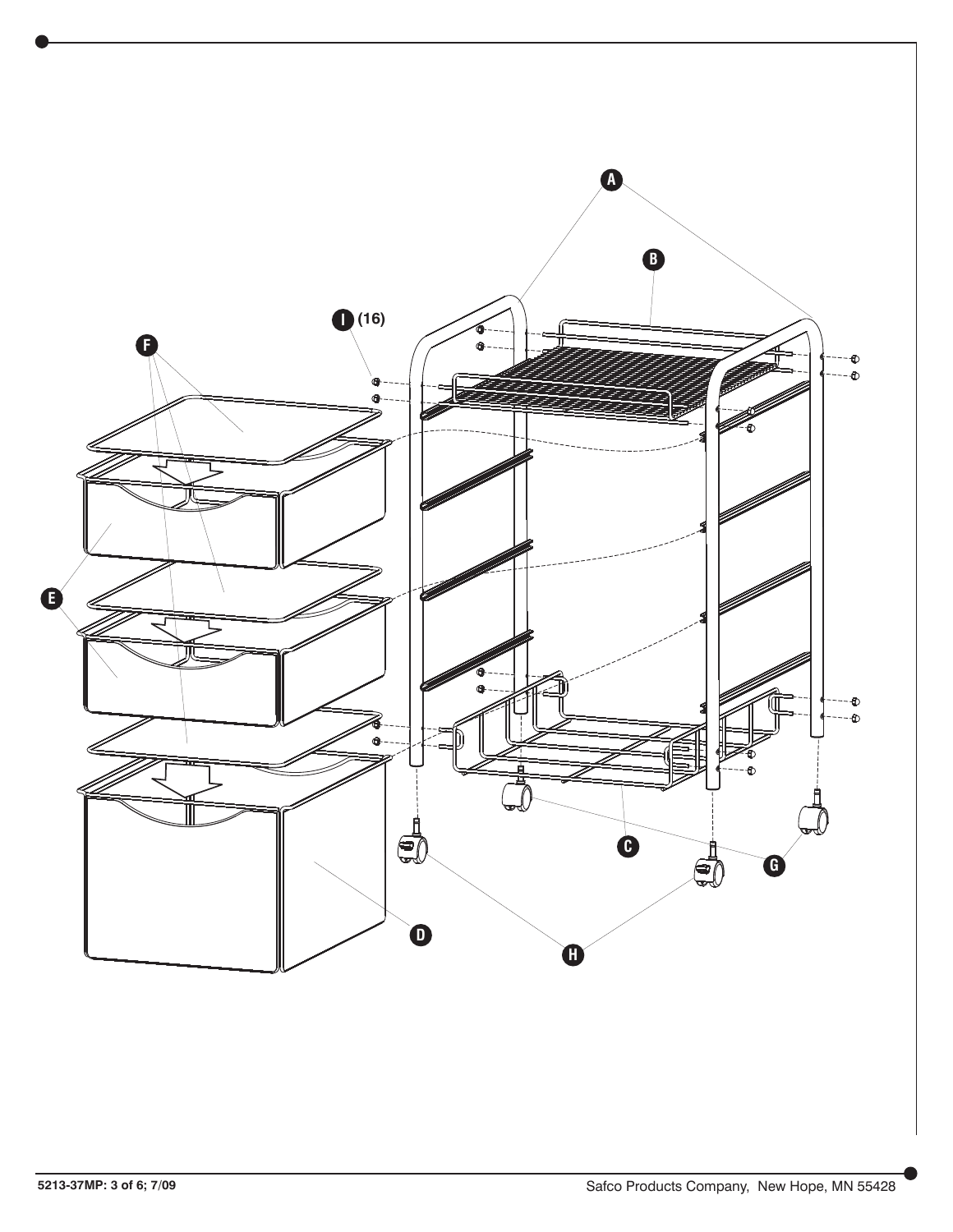A

B

I (16)

F

E

D

C

G

H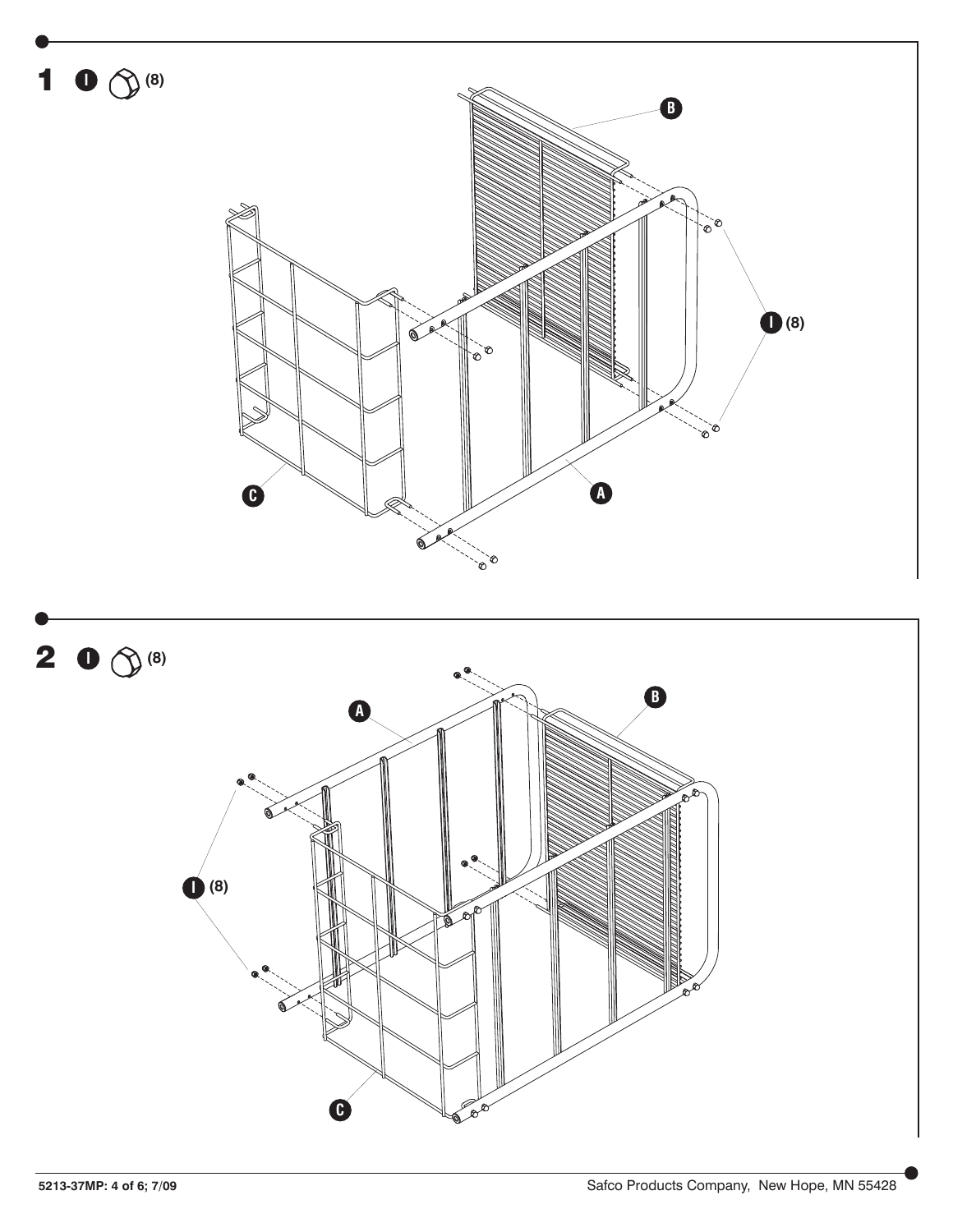## 1 I (8)

B

I (8)

C

A

## 2 I (8)

A

B

I (8)

C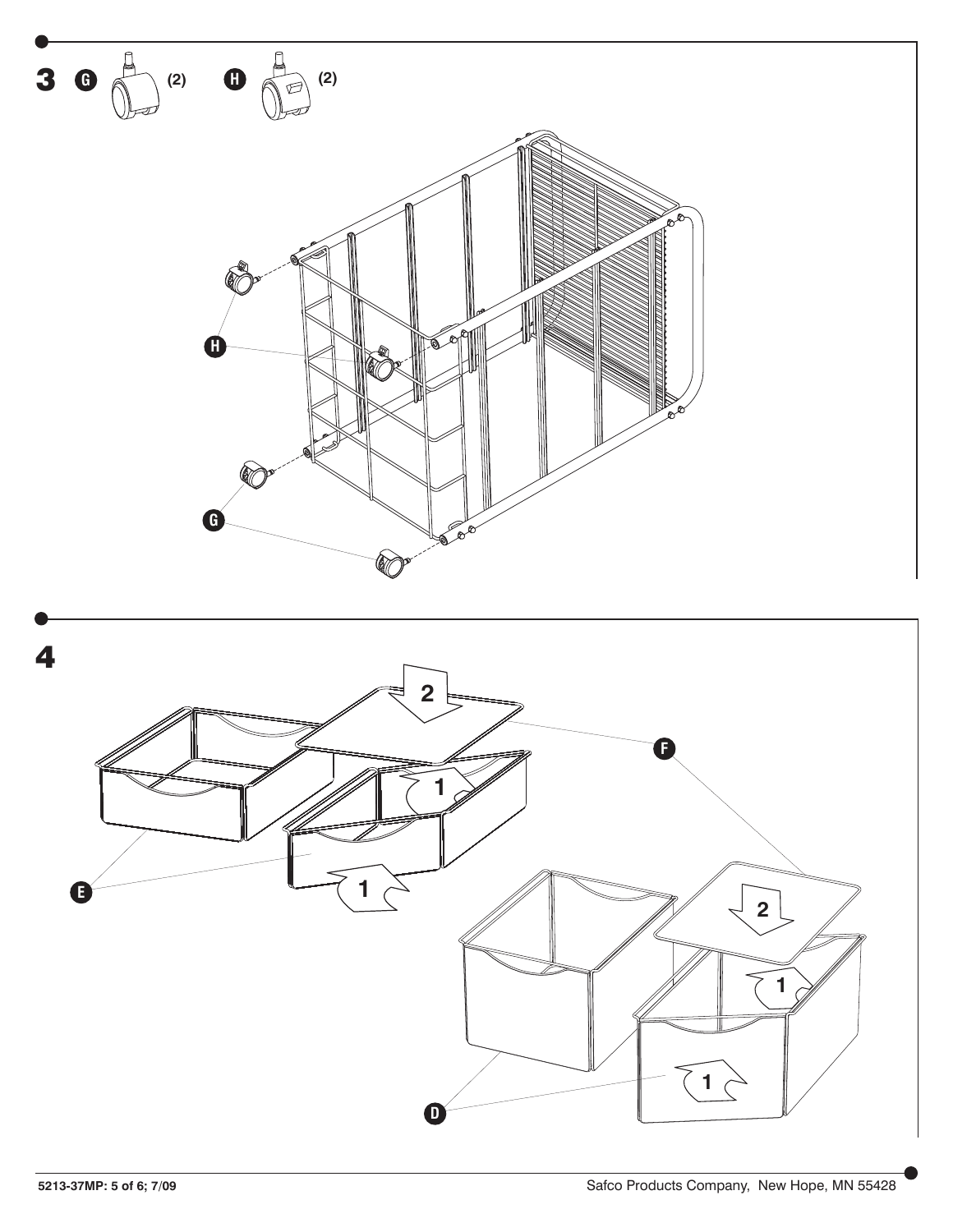**3** **G** (2) **H** (2)

**H**

**G**

**4**

**F**

**E**

**D**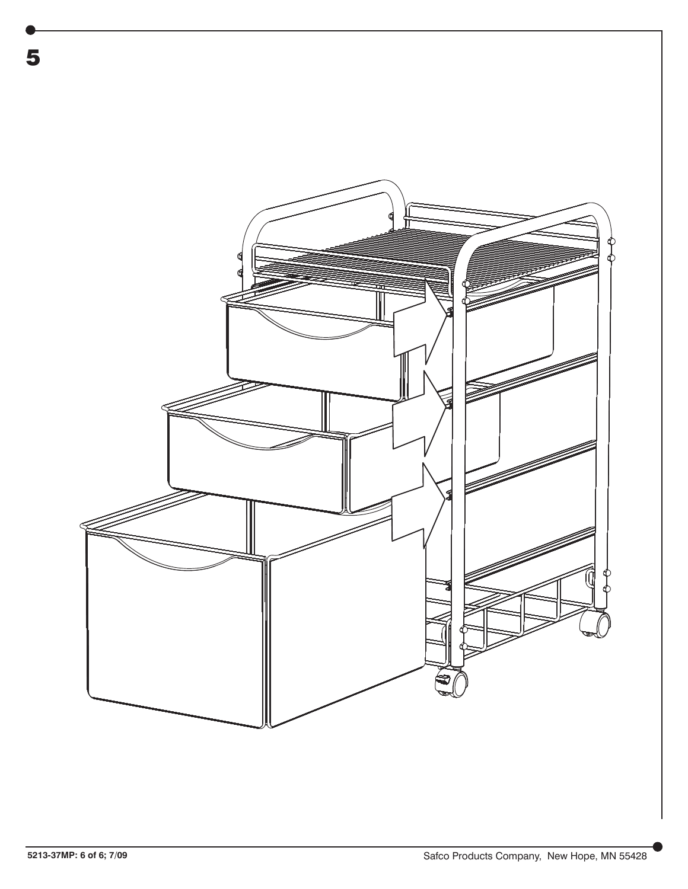5